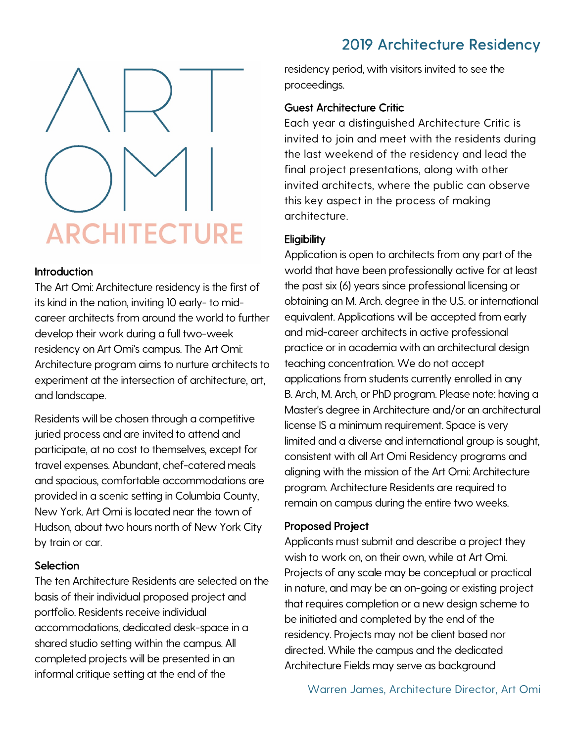# 2019 Architecture Residency

ART OMI ARCHITECTURE

### Introduction

The Art Omi: Architecture residency is the first of its kind in the nation, inviting 10 early- to mid-career architects from around the world to further develop their work during a full two-week residency on Art Omi's campus. The Art Omi: Architecture program aims to nurture architects to experiment at the intersection of architecture, art, and landscape.

Residents will be chosen through a competitive juried process and are invited to attend and participate, at no cost to themselves, except for travel expenses. Abundant, chef-catered meals and spacious, comfortable accommodations are provided in a scenic setting in Columbia County, New York. Art Omi is located near the town of Hudson, about two hours north of New York City by train or car.

### Selection

The ten Architecture Residents are selected on the basis of their individual proposed project and portfolio. Residents receive individual accommodations, dedicated desk-space in a shared studio setting within the campus. All completed projects will be presented in an informal critique setting at the end of the residency period, with visitors invited to see the proceedings.

### Guest Architecture Critic

Each year a distinguished Architecture Critic is invited to join and meet with the residents during the last weekend of the residency and lead the final project presentations, along with other invited architects, where the public can observe this key aspect in the process of making architecture.

### Eligibility

Application is open to architects from any part of the world that have been professionally active for at least the past six (6) years since professional licensing or obtaining an M. Arch. degree in the U.S. or international equivalent. Applications will be accepted from early and mid-career architects in active professional practice or in academia with an architectural design teaching concentration. We do not accept applications from students currently enrolled in any B. Arch, M. Arch, or PhD program. Please note: having a Master's degree in Architecture and/or an architectural license IS a minimum requirement. Space is very limited and a diverse and international group is sought, consistent with all Art Omi Residency programs and aligning with the mission of the Art Omi: Architecture program. Architecture Residents are required to remain on campus during the entire two weeks.

### Proposed Project

Applicants must submit and describe a project they wish to work on, on their own, while at Art Omi. Projects of any scale may be conceptual or practical in nature, and may be an on-going or existing project that requires completion or a new design scheme to be initiated and completed by the end of the residency. Projects may not be client based nor directed. While the campus and the dedicated Architecture Fields may serve as background

Warren James, Architecture Director, Art Omi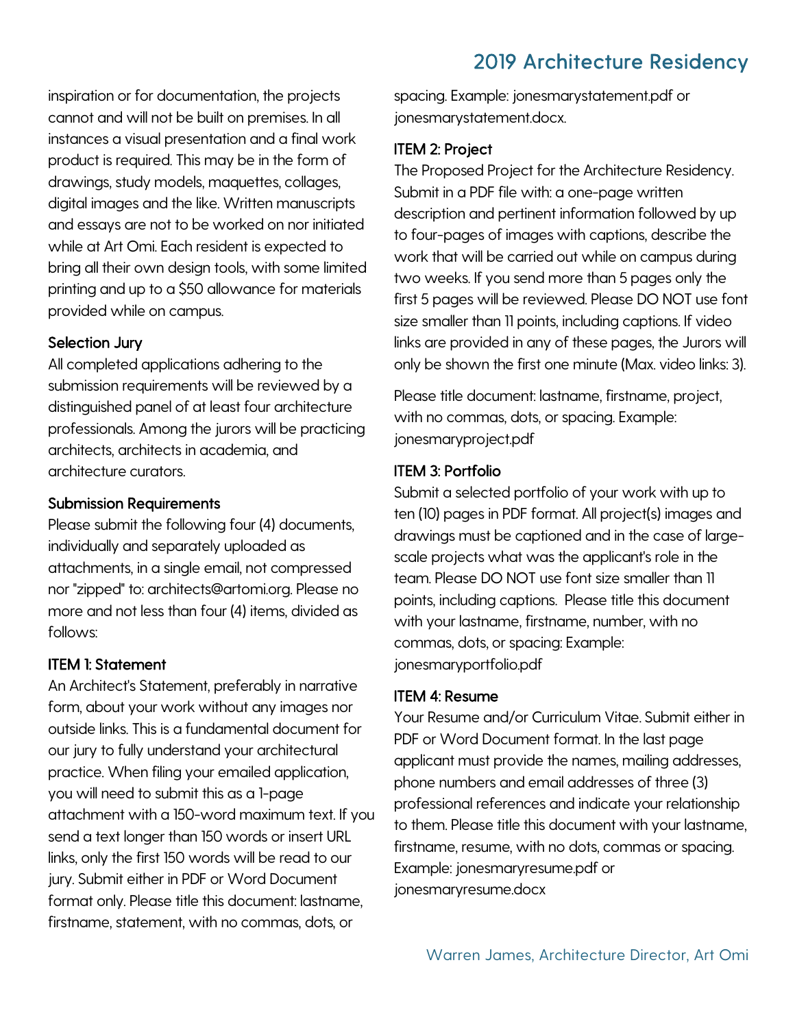inspiration or for documentation, the projects cannot and will not be built on premises. In all instances a visual presentation and a final work product is required. This may be in the form of drawings, study models, maquettes, collages, digital images and the like. Written manuscripts and essays are not to be worked on nor initiated while at Art Omi. Each resident is expected to bring all their own design tools, with some limited printing and up to a $50 allowance for materials provided while on campus.

**Selection Jury**

All completed applications adhering to the submission requirements will be reviewed by a distinguished panel of at least four architecture professionals. Among the jurors will be practicing architects, architects in academia, and architecture curators.

**Submission Requirements**

Please submit the following four (4) documents, individually and separately uploaded as attachments, in a single email, not compressed nor "zipped" to: architects@artomi.org. Please no more and not less than four (4) items, divided as follows:

**ITEM 1: Statement**

An Architect's Statement, preferably in narrative form, about your work without any images nor outside links. This is a fundamental document for our jury to fully understand your architectural practice. When filing your emailed application, you will need to submit this as a 1-page attachment with a 150-word maximum text. If you send a text longer than 150 words or insert URL links, only the first 150 words will be read to our jury. Submit either in PDF or Word Document format only. Please title this document: lastname, firstname, statement, with no commas, dots, or spacing. Example: jonesmarystatement.pdf or jonesmarystatement.docx.

**ITEM 2: Project**

The Proposed Project for the Architecture Residency. Submit in a PDF file with: a one-page written description and pertinent information followed by up to four-pages of images with captions, describe the work that will be carried out while on campus during two weeks. If you send more than 5 pages only the first 5 pages will be reviewed. Please DO NOT use font size smaller than 11 points, including captions. If video links are provided in any of these pages, the Jurors will only be shown the first one minute (Max. video links: 3).

Please title document: lastname, firstname, project, with no commas, dots, or spacing. Example: jonesmaryproject.pdf

**ITEM 3: Portfolio**

Submit a selected portfolio of your work with up to ten (10) pages in PDF format. All project(s) images and drawings must be captioned and in the case of large-scale projects what was the applicant's role in the team. Please DO NOT use font size smaller than 11 points, including captions. Please title this document with your lastname, firstname, number, with no commas, dots, or spacing: Example: jonesmaryportfolio.pdf

**ITEM 4: Resume**

Your Resume and/or Curriculum Vitae. Submit either in PDF or Word Document format. In the last page applicant must provide the names, mailing addresses, phone numbers and email addresses of three (3) professional references and indicate your relationship to them. Please title this document with your lastname, firstname, resume, with no dots, commas or spacing. Example: jonesmaryresume.pdf or jonesmaryresume.docx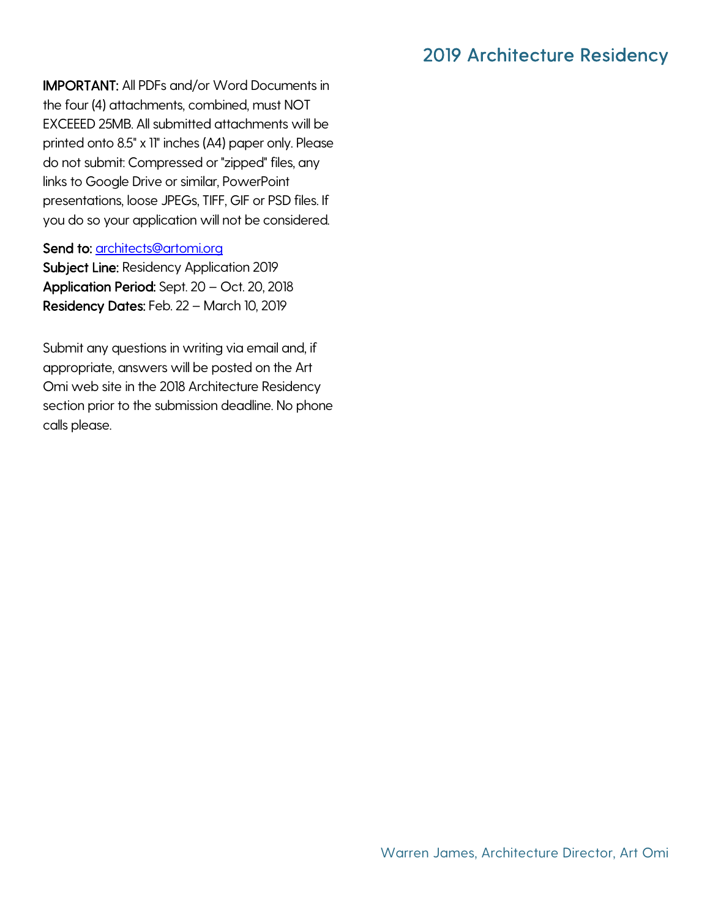**IMPORTANT:** All PDFs and/or Word Documents in the four (4) attachments, combined, must NOT EXCEEED 25MB. All submitted attachments will be printed onto 8.5" x 11" inches (A4) paper only. Please do not submit: Compressed or "zipped" files, any links to Google Drive or similar, PowerPoint presentations, loose JPEGs, TIFF, GIF or PSD files. If you do so your application will not be considered.

**Send to:** architects@artomi.org
**Subject Line:** Residency Application 2019
**Application Period:** Sept. 20 – Oct. 20, 2018
**Residency Dates:** Feb. 22 – March 10, 2019

Submit any questions in writing via email and, if appropriate, answers will be posted on the Art Omi web site in the 2018 Architecture Residency section prior to the submission deadline. No phone calls please.